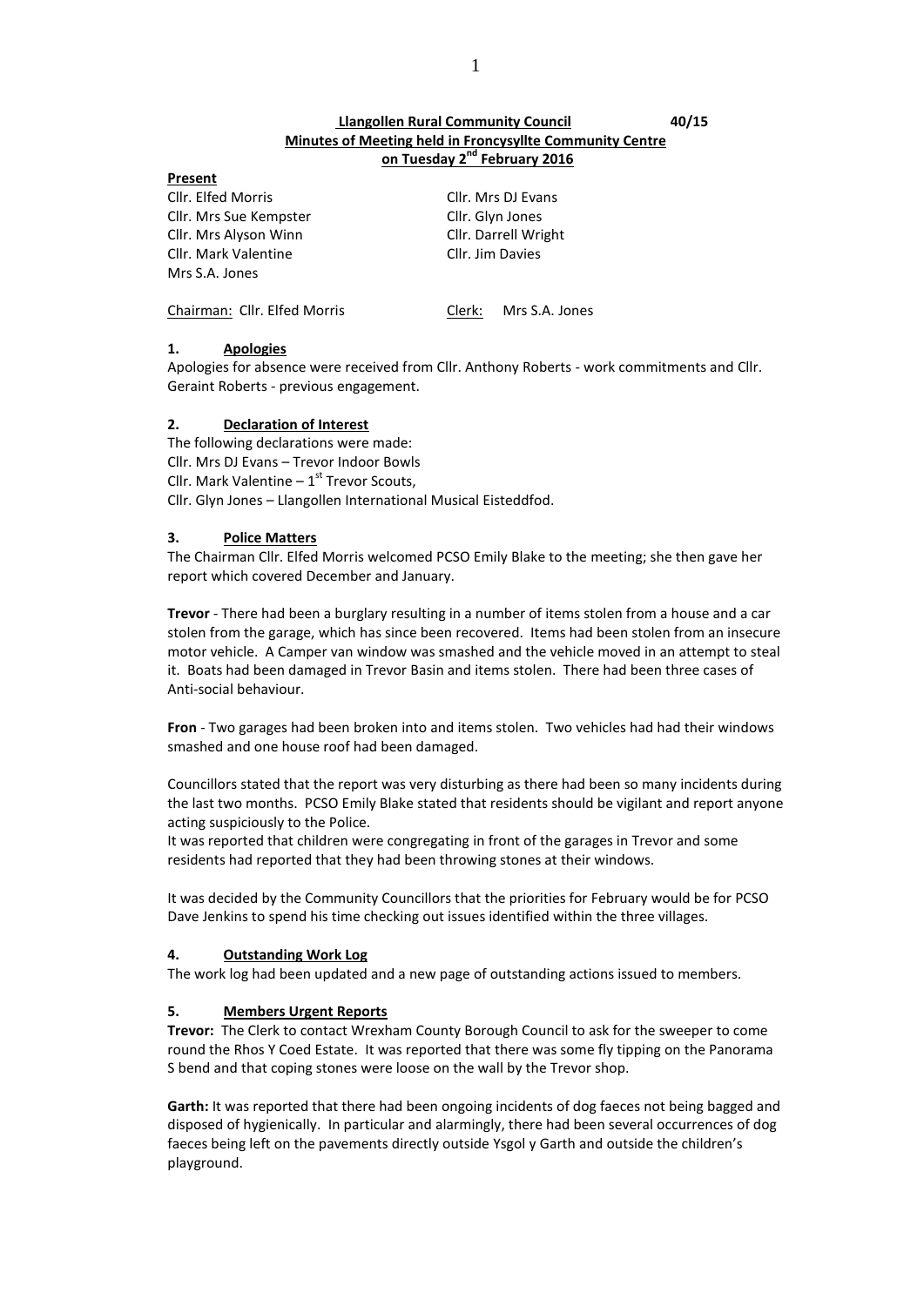**Llangollen Rural Community Council** **40/15**

**Minutes of Meeting held in Froncysyllte Community Centre on Tuesday 2nd February 2016**

**Present**

| | |
|---|---|
| Cllr. Elfed Morris | Cllr. Mrs DJ Evans |
| Cllr. Mrs Sue Kempster | Cllr. Glyn Jones |
| Cllr. Mrs Alyson Winn | Cllr. Darrell Wright |
| Cllr. Mark Valentine | Cllr. Jim Davies |
| Mrs S.A. Jones | |

Chairman: Cllr. Elfed Morris    Clerk: Mrs S.A. Jones

## 1. Apologies

Apologies for absence were received from Cllr. Anthony Roberts - work commitments and Cllr. Geraint Roberts - previous engagement.

## 2. Declaration of Interest

The following declarations were made:
Cllr. Mrs DJ Evans – Trevor Indoor Bowls
Cllr. Mark Valentine – 1st Trevor Scouts,
Cllr. Glyn Jones – Llangollen International Musical Eisteddfod.

## 3. Police Matters

The Chairman Cllr. Elfed Morris welcomed PCSO Emily Blake to the meeting; she then gave her report which covered December and January.

**Trevor** - There had been a burglary resulting in a number of items stolen from a house and a car stolen from the garage, which has since been recovered. Items had been stolen from an insecure motor vehicle. A Camper van window was smashed and the vehicle moved in an attempt to steal it. Boats had been damaged in Trevor Basin and items stolen. There had been three cases of Anti-social behaviour.

**Fron** - Two garages had been broken into and items stolen. Two vehicles had had their windows smashed and one house roof had been damaged.

Councillors stated that the report was very disturbing as there had been so many incidents during the last two months. PCSO Emily Blake stated that residents should be vigilant and report anyone acting suspiciously to the Police.
It was reported that children were congregating in front of the garages in Trevor and some residents had reported that they had been throwing stones at their windows.

It was decided by the Community Councillors that the priorities for February would be for PCSO Dave Jenkins to spend his time checking out issues identified within the three villages.

## 4. Outstanding Work Log

The work log had been updated and a new page of outstanding actions issued to members.

## 5. Members Urgent Reports

**Trevor:** The Clerk to contact Wrexham County Borough Council to ask for the sweeper to come round the Rhos Y Coed Estate. It was reported that there was some fly tipping on the Panorama S bend and that coping stones were loose on the wall by the Trevor shop.

**Garth:** It was reported that there had been ongoing incidents of dog faeces not being bagged and disposed of hygienically. In particular and alarmingly, there had been several occurrences of dog faeces being left on the pavements directly outside Ysgol y Garth and outside the children's playground.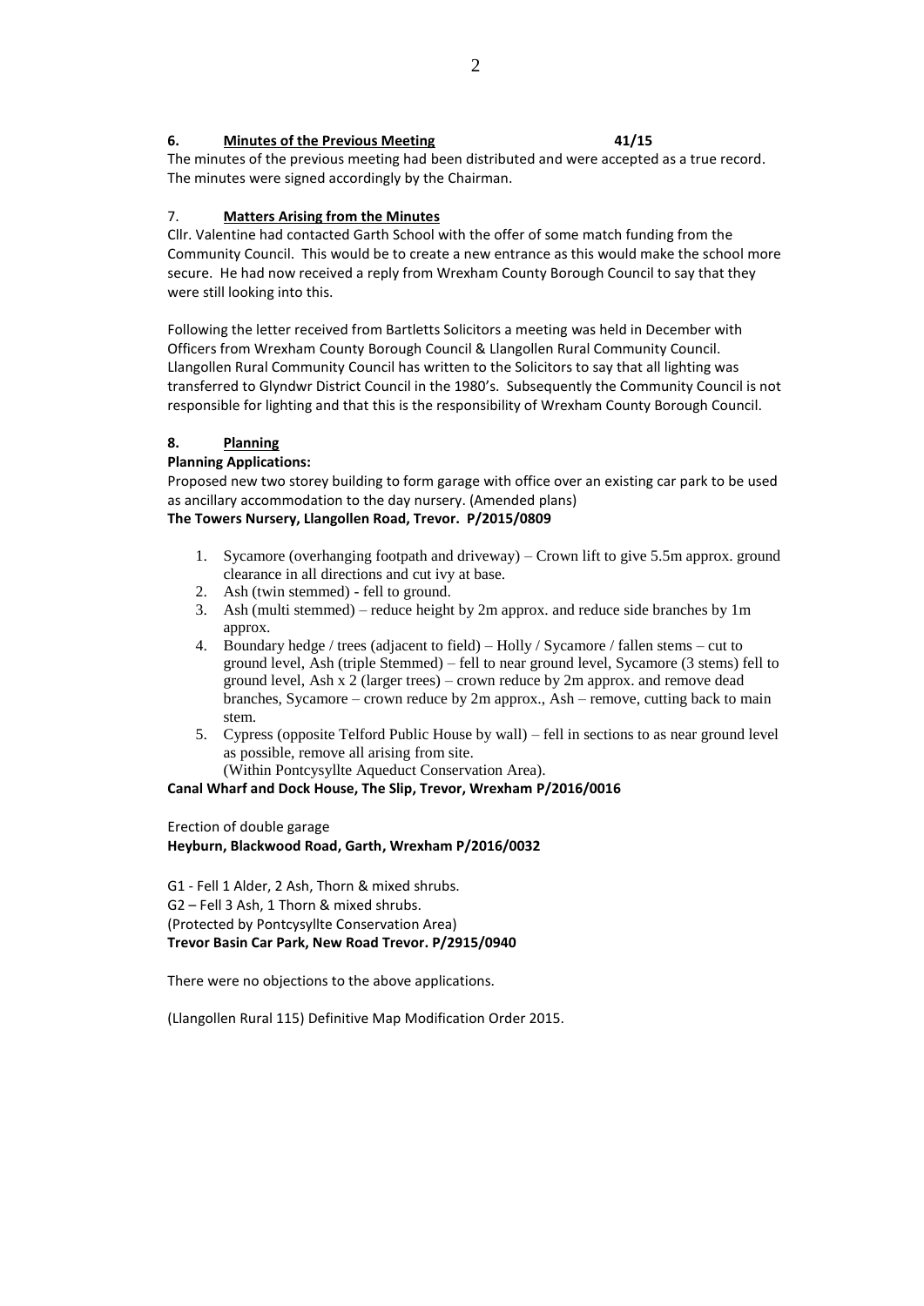**6. Minutes of the Previous Meeting** **41/15**

The minutes of the previous meeting had been distributed and were accepted as a true record. The minutes were signed accordingly by the Chairman.

7. **Matters Arising from the Minutes**

Cllr. Valentine had contacted Garth School with the offer of some match funding from the Community Council. This would be to create a new entrance as this would make the school more secure. He had now received a reply from Wrexham County Borough Council to say that they were still looking into this.

Following the letter received from Bartletts Solicitors a meeting was held in December with Officers from Wrexham County Borough Council & Llangollen Rural Community Council. Llangollen Rural Community Council has written to the Solicitors to say that all lighting was transferred to Glyndwr District Council in the 1980's. Subsequently the Community Council is not responsible for lighting and that this is the responsibility of Wrexham County Borough Council.

**8. Planning**

**Planning Applications:**

Proposed new two storey building to form garage with office over an existing car park to be used as ancillary accommodation to the day nursery. (Amended plans)

**The Towers Nursery, Llangollen Road, Trevor. P/2015/0809**

1. Sycamore (overhanging footpath and driveway) – Crown lift to give 5.5m approx. ground clearance in all directions and cut ivy at base.
2. Ash (twin stemmed) - fell to ground.
3. Ash (multi stemmed) – reduce height by 2m approx. and reduce side branches by 1m approx.
4. Boundary hedge / trees (adjacent to field) – Holly / Sycamore / fallen stems – cut to ground level, Ash (triple Stemmed) – fell to near ground level, Sycamore (3 stems) fell to ground level, Ash x 2 (larger trees) – crown reduce by 2m approx. and remove dead branches, Sycamore – crown reduce by 2m approx., Ash – remove, cutting back to main stem.
5. Cypress (opposite Telford Public House by wall) – fell in sections to as near ground level as possible, remove all arising from site.
   (Within Pontcysyllte Aqueduct Conservation Area).

**Canal Wharf and Dock House, The Slip, Trevor, Wrexham P/2016/0016**

Erection of double garage

**Heyburn, Blackwood Road, Garth, Wrexham P/2016/0032**

G1 - Fell 1 Alder, 2 Ash, Thorn & mixed shrubs.
G2 – Fell 3 Ash, 1 Thorn & mixed shrubs.
(Protected by Pontcysyllte Conservation Area)
**Trevor Basin Car Park, New Road Trevor. P/2915/0940**

There were no objections to the above applications.

(Llangollen Rural 115) Definitive Map Modification Order 2015.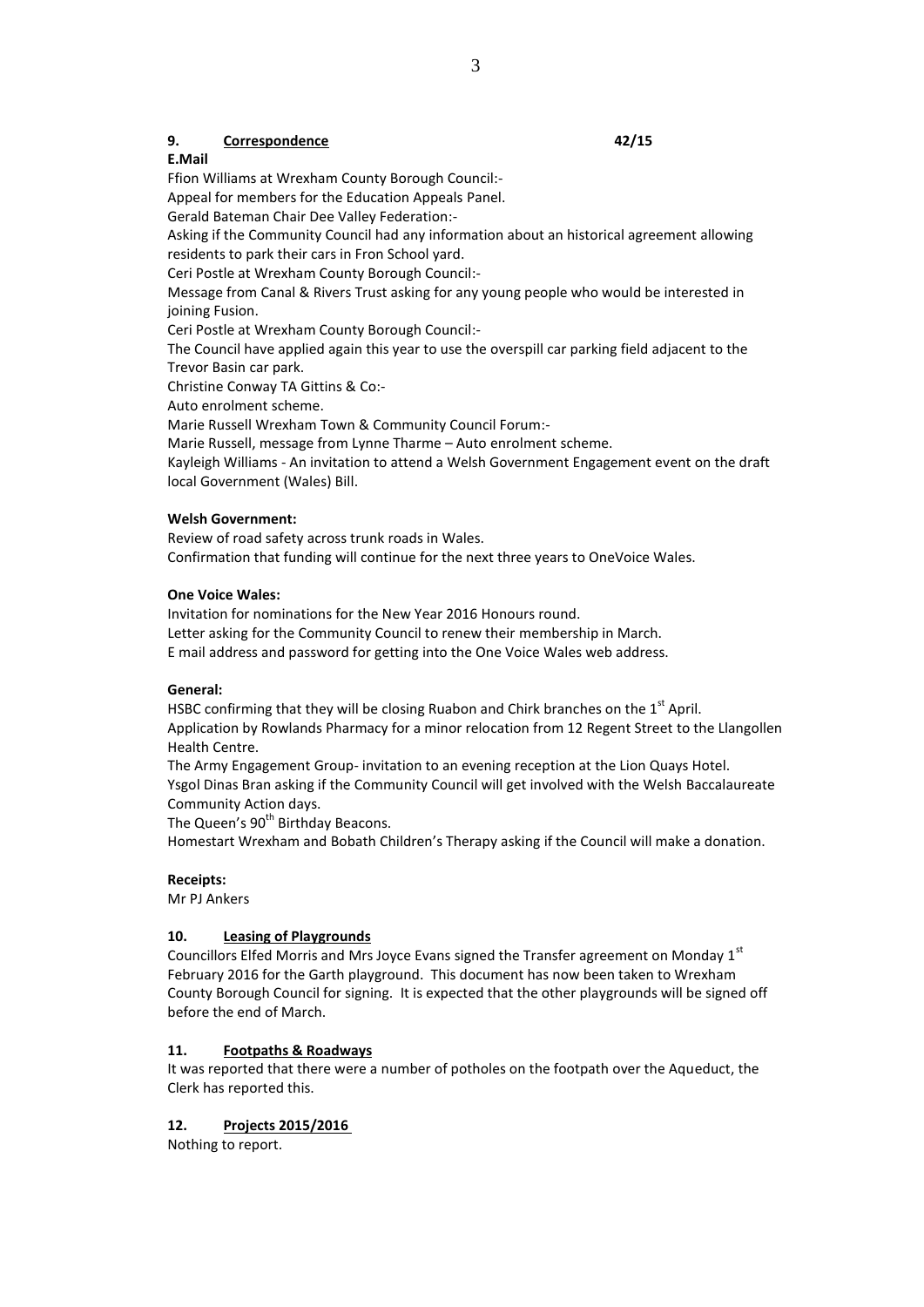## 9. **Correspondence** 42/15

**E.Mail**

Ffion Williams at Wrexham County Borough Council:-
Appeal for members for the Education Appeals Panel.
Gerald Bateman Chair Dee Valley Federation:-
Asking if the Community Council had any information about an historical agreement allowing residents to park their cars in Fron School yard.
Ceri Postle at Wrexham County Borough Council:-
Message from Canal & Rivers Trust asking for any young people who would be interested in joining Fusion.
Ceri Postle at Wrexham County Borough Council:-
The Council have applied again this year to use the overspill car parking field adjacent to the Trevor Basin car park.
Christine Conway TA Gittins & Co:-
Auto enrolment scheme.
Marie Russell Wrexham Town & Community Council Forum:-
Marie Russell, message from Lynne Tharme – Auto enrolment scheme.
Kayleigh Williams - An invitation to attend a Welsh Government Engagement event on the draft local Government (Wales) Bill.

**Welsh Government:**

Review of road safety across trunk roads in Wales.
Confirmation that funding will continue for the next three years to OneVoice Wales.

**One Voice Wales:**

Invitation for nominations for the New Year 2016 Honours round.
Letter asking for the Community Council to renew their membership in March.
E mail address and password for getting into the One Voice Wales web address.

**General:**

HSBC confirming that they will be closing Ruabon and Chirk branches on the 1st April.
Application by Rowlands Pharmacy for a minor relocation from 12 Regent Street to the Llangollen Health Centre.
The Army Engagement Group- invitation to an evening reception at the Lion Quays Hotel.
Ysgol Dinas Bran asking if the Community Council will get involved with the Welsh Baccalaureate Community Action days.
The Queen's 90th Birthday Beacons.
Homestart Wrexham and Bobath Children's Therapy asking if the Council will make a donation.

**Receipts:**

Mr PJ Ankers

## 10. **Leasing of Playgrounds**

Councillors Elfed Morris and Mrs Joyce Evans signed the Transfer agreement on Monday 1st February 2016 for the Garth playground. This document has now been taken to Wrexham County Borough Council for signing. It is expected that the other playgrounds will be signed off before the end of March.

## 11. **Footpaths & Roadways**

It was reported that there were a number of potholes on the footpath over the Aqueduct, the Clerk has reported this.

## 12. **Projects 2015/2016**

Nothing to report.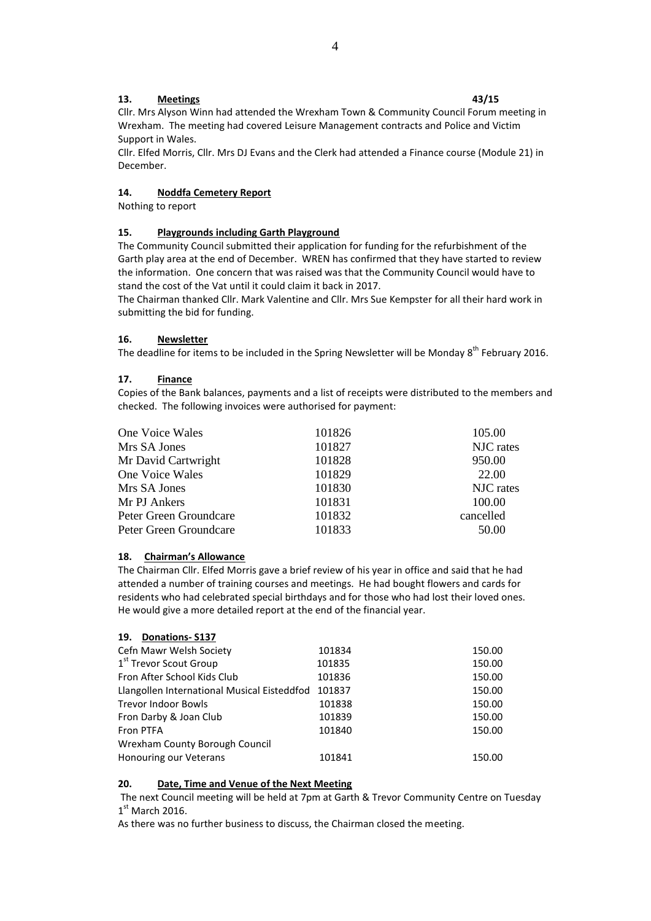### 13. Meetings 43/15

Cllr. Mrs Alyson Winn had attended the Wrexham Town & Community Council Forum meeting in Wrexham. The meeting had covered Leisure Management contracts and Police and Victim Support in Wales.

Cllr. Elfed Morris, Cllr. Mrs DJ Evans and the Clerk had attended a Finance course (Module 21) in December.

### 14. Noddfa Cemetery Report

Nothing to report

### 15. Playgrounds including Garth Playground

The Community Council submitted their application for funding for the refurbishment of the Garth play area at the end of December. WREN has confirmed that they have started to review the information. One concern that was raised was that the Community Council would have to stand the cost of the Vat until it could claim it back in 2017.

The Chairman thanked Cllr. Mark Valentine and Cllr. Mrs Sue Kempster for all their hard work in submitting the bid for funding.

### 16. Newsletter

The deadline for items to be included in the Spring Newsletter will be Monday 8th February 2016.

### 17. Finance

Copies of the Bank balances, payments and a list of receipts were distributed to the members and checked. The following invoices were authorised for payment:

| | | |
|---|---|---|
| One Voice Wales | 101826 | 105.00 |
| Mrs SA Jones | 101827 | NJC rates |
| Mr David Cartwright | 101828 | 950.00 |
| One Voice Wales | 101829 | 22.00 |
| Mrs SA Jones | 101830 | NJC rates |
| Mr PJ Ankers | 101831 | 100.00 |
| Peter Green Groundcare | 101832 | cancelled |
| Peter Green Groundcare | 101833 | 50.00 |

### 18. Chairman's Allowance

The Chairman Cllr. Elfed Morris gave a brief review of his year in office and said that he had attended a number of training courses and meetings. He had bought flowers and cards for residents who had celebrated special birthdays and for those who had lost their loved ones. He would give a more detailed report at the end of the financial year.

### 19. Donations- S137

| | | |
|---|---|---|
| Cefn Mawr Welsh Society | 101834 | 150.00 |
| 1st Trevor Scout Group | 101835 | 150.00 |
| Fron After School Kids Club | 101836 | 150.00 |
| Llangollen International Musical Eisteddfod | 101837 | 150.00 |
| Trevor Indoor Bowls | 101838 | 150.00 |
| Fron Darby & Joan Club | 101839 | 150.00 |
| Fron PTFA | 101840 | 150.00 |
| Wrexham County Borough Council Honouring our Veterans | 101841 | 150.00 |

### 20. Date, Time and Venue of the Next Meeting

The next Council meeting will be held at 7pm at Garth & Trevor Community Centre on Tuesday 1st March 2016.

As there was no further business to discuss, the Chairman closed the meeting.